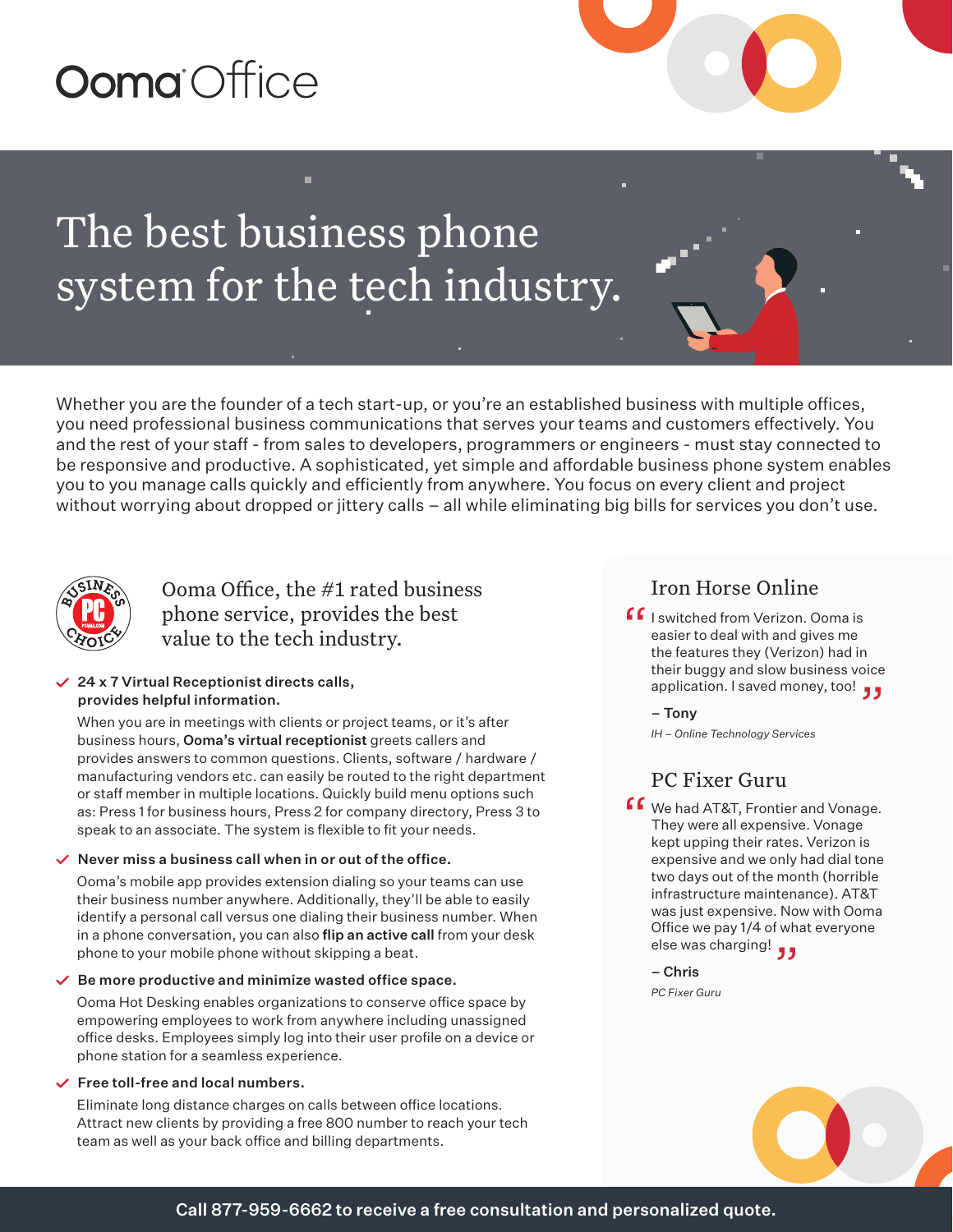# Ooma Office

## The best business phone system for the tech industry.

Whether you are the founder of a tech start-up, or you're an established business with multiple offices, you need professional business communications that serves your teams and customers effectively. You and the rest of your staff - from sales to developers, programmers or engineers - must stay connected to be responsive and productive. A sophisticated, yet simple and affordable business phone system enables you to you manage calls quickly and efficiently from anywhere. You focus on every client and project without worrying about dropped or jittery calls – all while eliminating big bills for services you don't use.

Ooma Office, the #1 rated business phone service, provides the best value to the tech industry.

- **24 x 7 Virtual Receptionist directs calls, provides helpful information.**

  When you are in meetings with clients or project teams, or it's after business hours, **Ooma's virtual receptionist** greets callers and provides answers to common questions. Clients, software / hardware / manufacturing vendors etc. can easily be routed to the right department or staff member in multiple locations. Quickly build menu options such as: Press 1 for business hours, Press 2 for company directory, Press 3 to speak to an associate. The system is flexible to fit your needs.

- **Never miss a business call when in or out of the office.**

  Ooma's mobile app provides extension dialing so your teams can use their business number anywhere. Additionally, they'll be able to easily identify a personal call versus one dialing their business number. When in a phone conversation, you can also **flip an active call** from your desk phone to your mobile phone without skipping a beat.

- **Be more productive and minimize wasted office space.**

  Ooma Hot Desking enables organizations to conserve office space by empowering employees to work from anywhere including unassigned office desks. Employees simply log into their user profile on a device or phone station for a seamless experience.

- **Free toll-free and local numbers.**

  Eliminate long distance charges on calls between office locations. Attract new clients by providing a free 800 number to reach your tech team as well as your back office and billing departments.

### Iron Horse Online

"I switched from Verizon. Ooma is easier to deal with and gives me the features they (Verizon) had in their buggy and slow business voice application. I saved money, too!"

**– Tony**

*IH – Online Technology Services*

### PC Fixer Guru

"We had AT&T, Frontier and Vonage. They were all expensive. Vonage kept upping their rates. Verizon is expensive and we only had dial tone two days out of the month (horrible infrastructure maintenance). AT&T was just expensive. Now with Ooma Office we pay 1/4 of what everyone else was charging!"

**– Chris**

*PC Fixer Guru*

**Call 877-959-6662 to receive a free consultation and personalized quote.**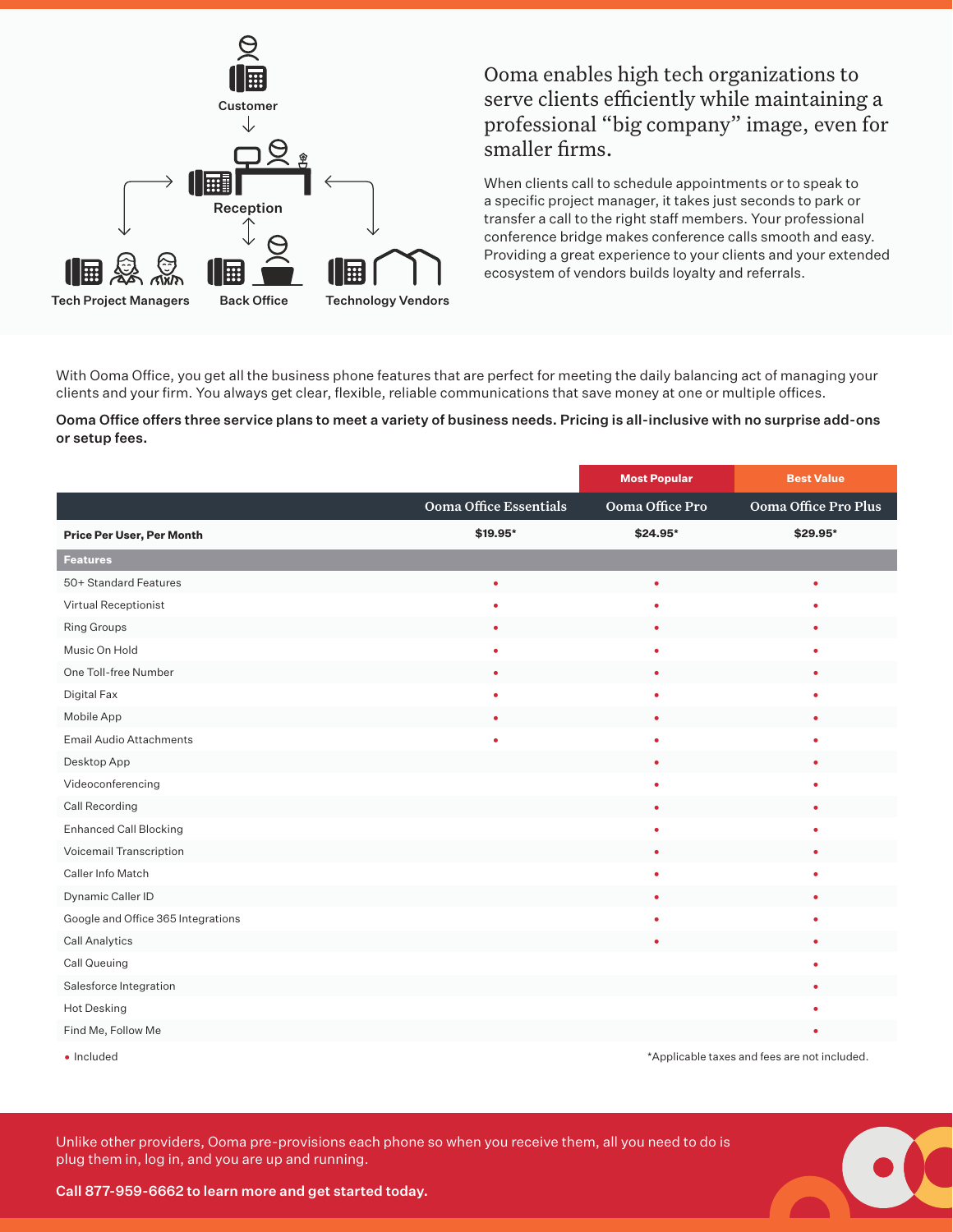Customer

Reception

Tech Project Managers

Back Office

Technology Vendors

## Ooma enables high tech organizations to serve clients efficiently while maintaining a professional "big company" image, even for smaller firms.

When clients call to schedule appointments or to speak to a specific project manager, it takes just seconds to park or transfer a call to the right staff members. Your professional conference bridge makes conference calls smooth and easy. Providing a great experience to your clients and your extended ecosystem of vendors builds loyalty and referrals.

With Ooma Office, you get all the business phone features that are perfect for meeting the daily balancing act of managing your clients and your firm. You always get clear, flexible, reliable communications that save money at one or multiple offices.

**Ooma Office offers three service plans to meet a variety of business needs. Pricing is all-inclusive with no surprise add-ons or setup fees.**

| | | Most Popular | Best Value |
|---|---|---|---|
| | Ooma Office Essentials | Ooma Office Pro | Ooma Office Pro Plus |
| **Price Per User, Per Month** | **$19.95*** | **$24.95*** | **$29.95*** |
| **Features** | | | |
| 50+ Standard Features | • | • | • |
| Virtual Receptionist | • | • | • |
| Ring Groups | • | • | • |
| Music On Hold | • | • | • |
| One Toll-free Number | • | • | • |
| Digital Fax | • | • | • |
| Mobile App | • | • | • |
| Email Audio Attachments | • | • | • |
| Desktop App | | • | • |
| Videoconferencing | | • | • |
| Call Recording | | • | • |
| Enhanced Call Blocking | | • | • |
| Voicemail Transcription | | • | • |
| Caller Info Match | | • | • |
| Dynamic Caller ID | | • | • |
| Google and Office 365 Integrations | | • | • |
| Call Analytics | | • | • |
| Call Queuing | | | • |
| Salesforce Integration | | | • |
| Hot Desking | | | • |
| Find Me, Follow Me | | | • |

• Included

*Applicable taxes and fees are not included.

Unlike other providers, Ooma pre-provisions each phone so when you receive them, all you need to do is plug them in, log in, and you are up and running.

**Call 877-959-6662 to learn more and get started today.**